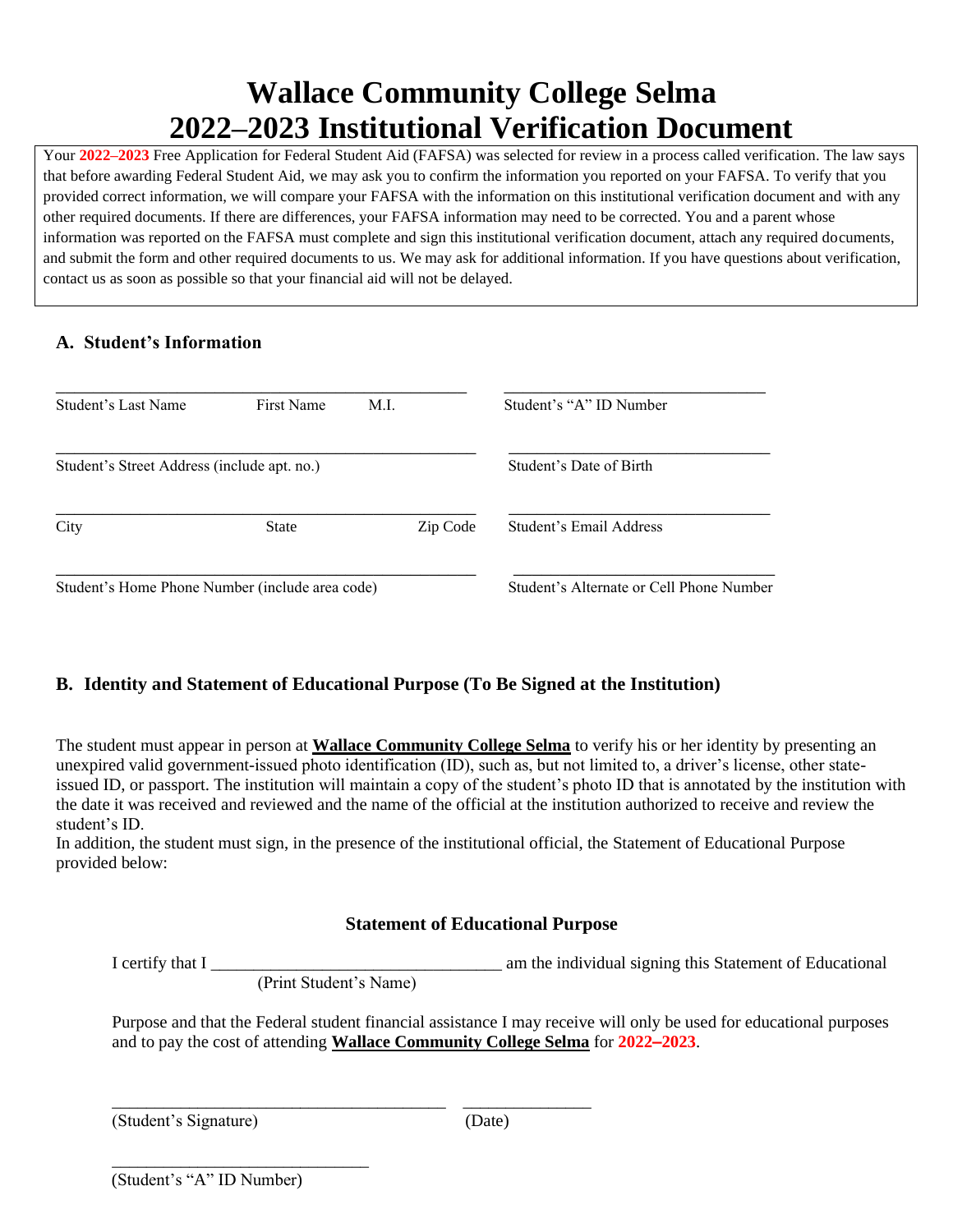# Wallace Community College Selma
# 2022–2023 Institutional Verification Document

Your **2022–2023** Free Application for Federal Student Aid (FAFSA) was selected for review in a process called verification. The law says that before awarding Federal Student Aid, we may ask you to confirm the information you reported on your FAFSA. To verify that you provided correct information, we will compare your FAFSA with the information on this institutional verification document and with any other required documents. If there are differences, your FAFSA information may need to be corrected. You and a parent whose information was reported on the FAFSA must complete and sign this institutional verification document, attach any required documents, and submit the form and other required documents to us. We may ask for additional information. If you have questions about verification, contact us as soon as possible so that your financial aid will not be delayed.

## A. Student's Information

| | |
|---|---|
| ______________________________ | ______________________________ |
| Student's Last Name     First Name     M.I. | Student's "A" ID Number |
| ______________________________ | ______________________________ |
| Student's Street Address (include apt. no.) | Student's Date of Birth |
| ______________________________ | ______________________________ |
| City     State     Zip Code | Student's Email Address |
| ______________________________ | ______________________________ |
| Student's Home Phone Number (include area code) | Student's Alternate or Cell Phone Number |

## B. Identity and Statement of Educational Purpose (To Be Signed at the Institution)

The student must appear in person at **Wallace Community College Selma** to verify his or her identity by presenting an unexpired valid government-issued photo identification (ID), such as, but not limited to, a driver's license, other state-issued ID, or passport. The institution will maintain a copy of the student's photo ID that is annotated by the institution with the date it was received and reviewed and the name of the official at the institution authorized to receive and review the student's ID.

In addition, the student must sign, in the presence of the institutional official, the Statement of Educational Purpose provided below:

### Statement of Educational Purpose

I certify that I ________________________________ am the individual signing this Statement of Educational
(Print Student's Name)

Purpose and that the Federal student financial assistance I may receive will only be used for educational purposes and to pay the cost of attending **Wallace Community College Selma** for **2022–2023**.

______________________________________ ______________
(Student's Signature) (Date)

______________________________
(Student's "A" ID Number)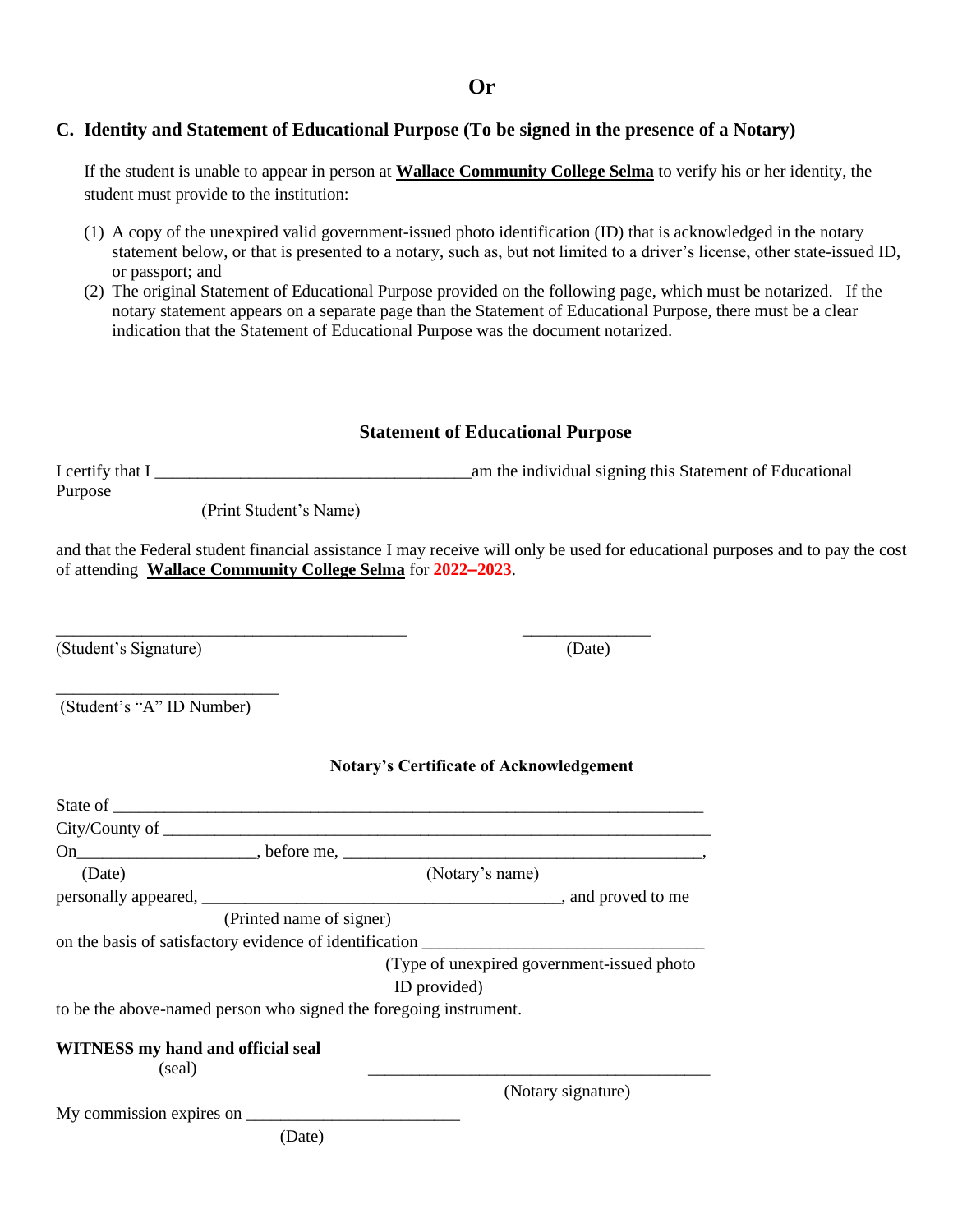**Or**

## C. Identity and Statement of Educational Purpose (To be signed in the presence of a Notary)

If the student is unable to appear in person at **Wallace Community College Selma** to verify his or her identity, the student must provide to the institution:

(1) A copy of the unexpired valid government-issued photo identification (ID) that is acknowledged in the notary statement below, or that is presented to a notary, such as, but not limited to a driver's license, other state-issued ID, or passport; and

(2) The original Statement of Educational Purpose provided on the following page, which must be notarized. If the notary statement appears on a separate page than the Statement of Educational Purpose, there must be a clear indication that the Statement of Educational Purpose was the document notarized.

### Statement of Educational Purpose

I certify that I ____________________________________am the individual signing this Statement of Educational Purpose

(Print Student's Name)

and that the Federal student financial assistance I may receive will only be used for educational purposes and to pay the cost of attending **Wallace Community College Selma** for **2022–2023**.

________________________________________ ______________

(Student's Signature) (Date)

_________________________

(Student's "A" ID Number)

### Notary's Certificate of Acknowledgement

State of ____________________________________________________________________

City/County of _______________________________________________________________

On____________________, before me, ________________________________________,

(Date) (Notary's name)

personally appeared, __________________________________________, and proved to me

(Printed name of signer)

on the basis of satisfactory evidence of identification ________________________________

(Type of unexpired government-issued photo ID provided)

to be the above-named person who signed the foregoing instrument.

**WITNESS my hand and official seal**

(seal) ________________________________________

(Notary signature)

My commission expires on ________________________

(Date)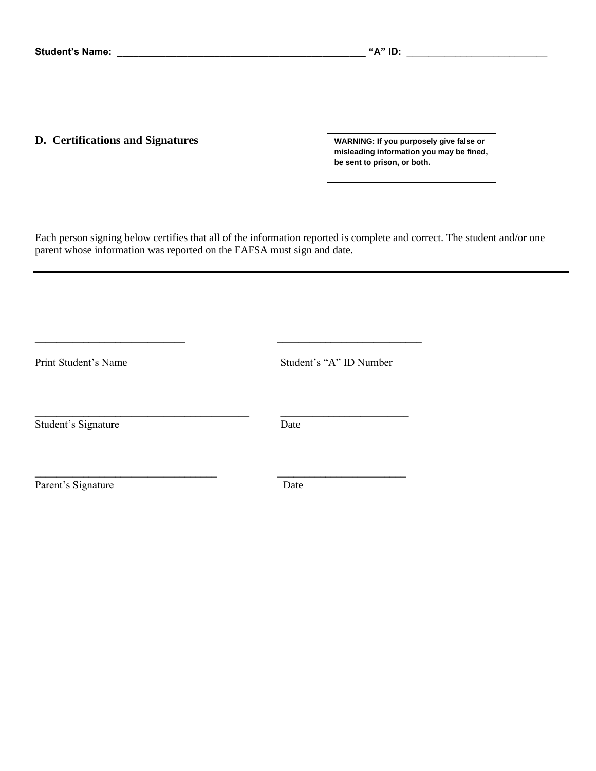**Student's Name: ______________________________________________ "A" ID: ___________________________**

## D. Certifications and Signatures

**WARNING: If you purposely give false or misleading information you may be fined, be sent to prison, or both.**

Each person signing below certifies that all of the information reported is complete and correct. The student and/or one parent whose information was reported on the FAFSA must sign and date.

---

___________________________ ___________________________

Print Student's Name Student's "A" ID Number

_______________________________________ ________________________

Student's Signature Date

_________________________________ ________________________

Parent's Signature Date